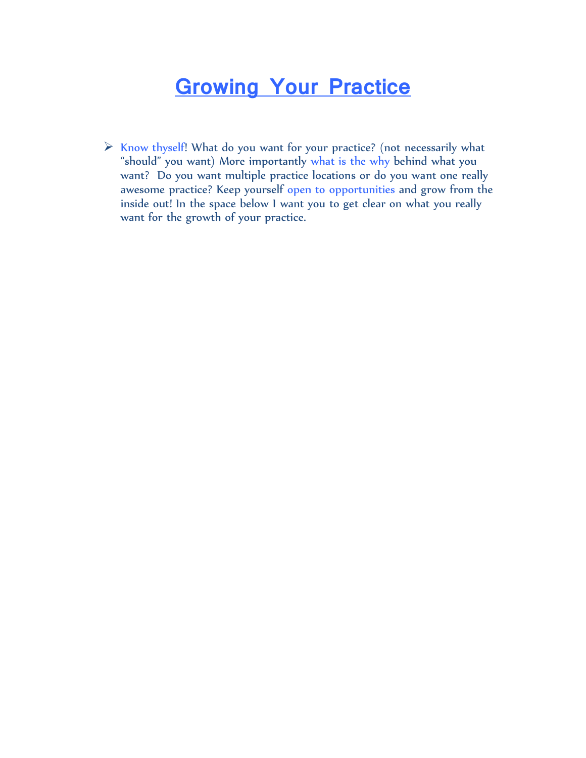# Growing Your Practice

- Know thyself! What do you want for your practice? (not necessarily what "should" you want) More importantly what is the why behind what you want? Do you want multiple practice locations or do you want one really awesome practice? Keep yourself open to opportunities and grow from the inside out! In the space below I want you to get clear on what you really want for the growth of your practice.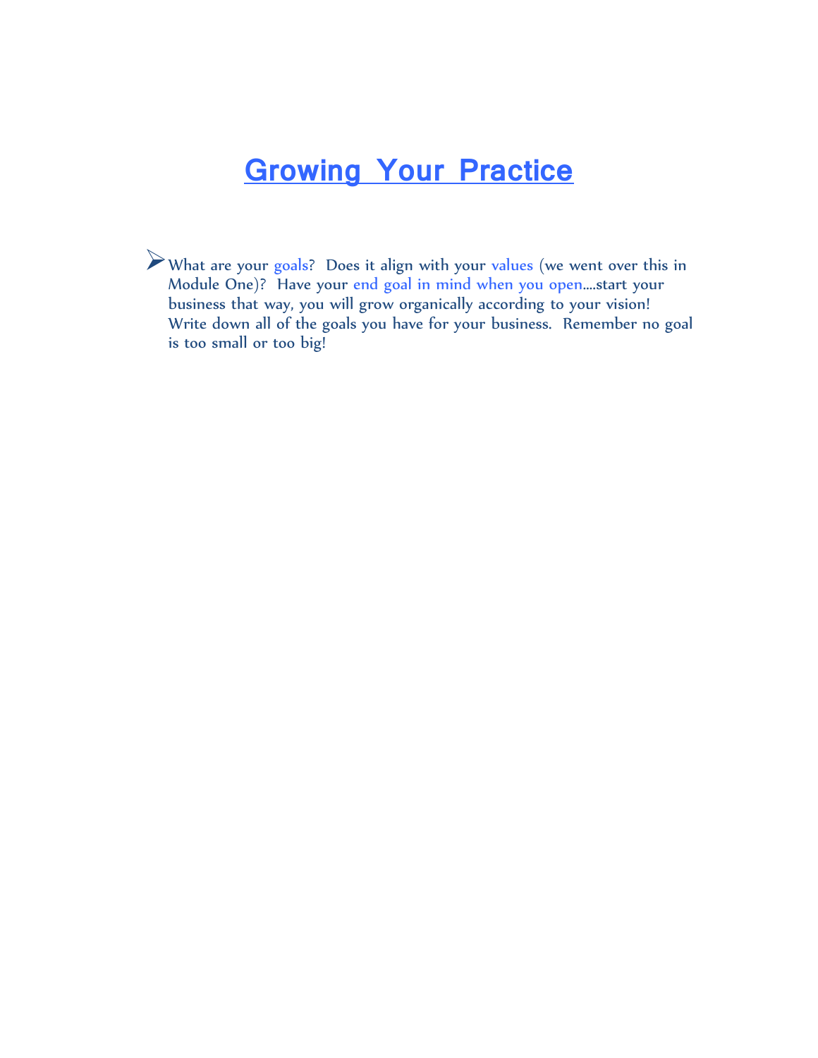# Growing Your Practice

- What are your goals? Does it align with your values (we went over this in Module One)? Have your end goal in mind when you open….start your business that way, you will grow organically according to your vision! Write down all of the goals you have for your business. Remember no goal is too small or too big!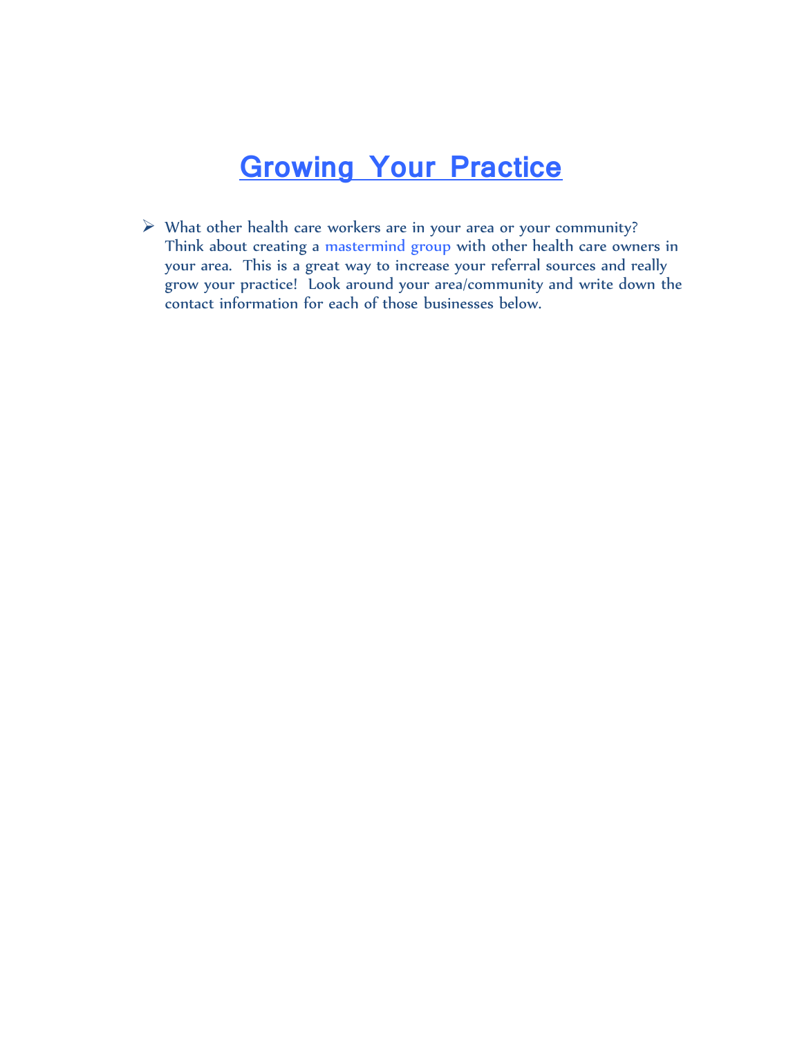# Growing Your Practice

- What other health care workers are in your area or your community? Think about creating a mastermind group with other health care owners in your area. This is a great way to increase your referral sources and really grow your practice! Look around your area/community and write down the contact information for each of those businesses below.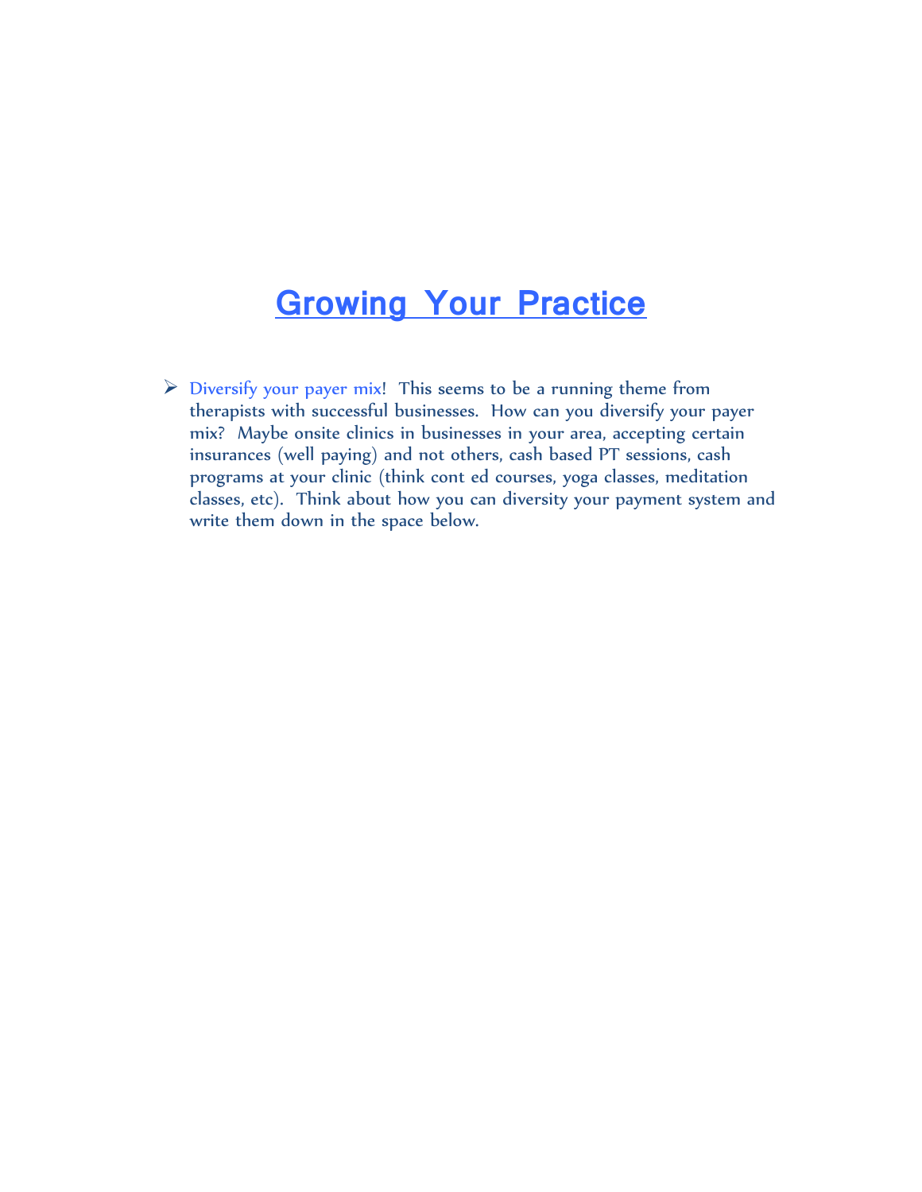# Growing Your Practice

- Diversify your payer mix! This seems to be a running theme from therapists with successful businesses. How can you diversify your payer mix? Maybe onsite clinics in businesses in your area, accepting certain insurances (well paying) and not others, cash based PT sessions, cash programs at your clinic (think cont ed courses, yoga classes, meditation classes, etc). Think about how you can diversity your payment system and write them down in the space below.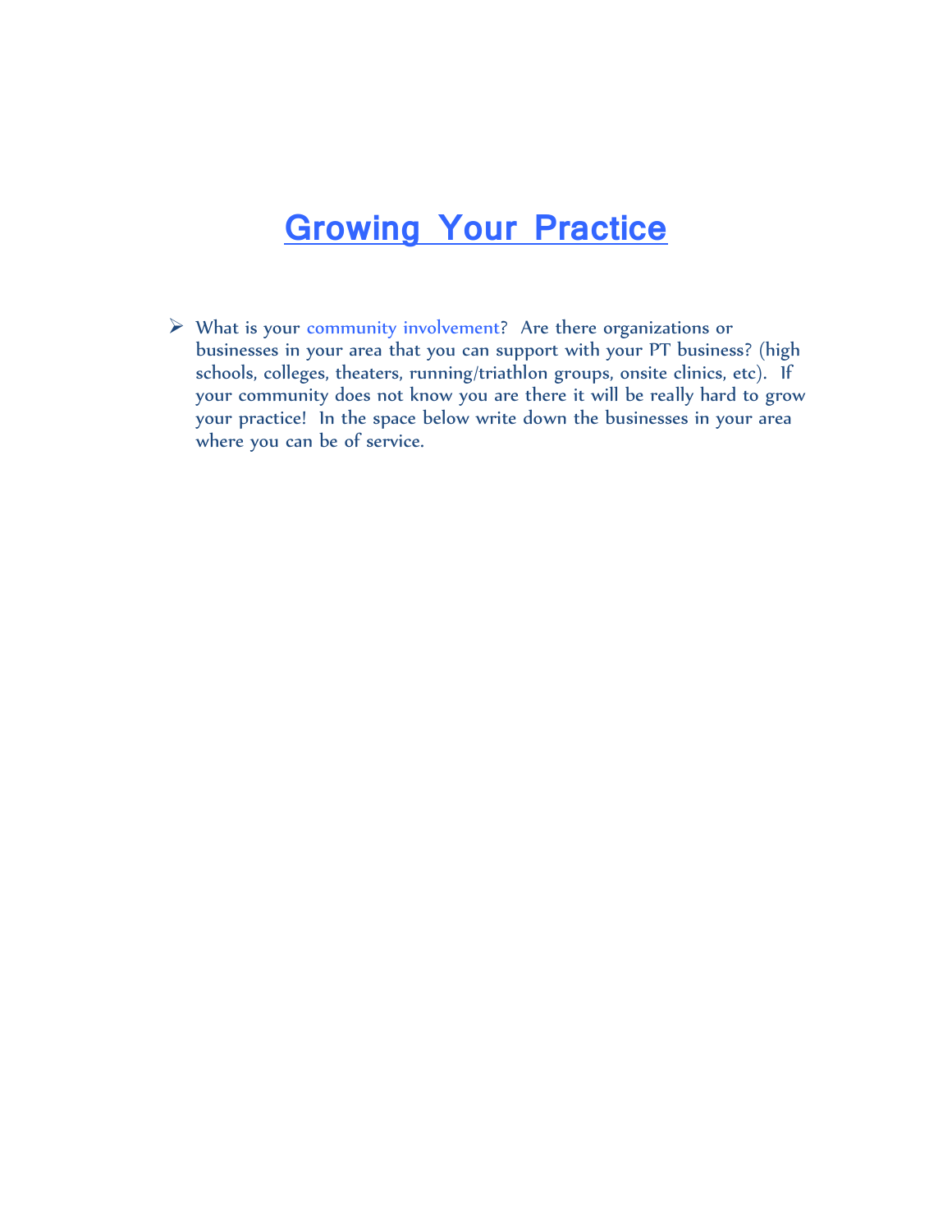# Growing Your Practice

- What is your community involvement? Are there organizations or businesses in your area that you can support with your PT business? (high schools, colleges, theaters, running/triathlon groups, onsite clinics, etc). If your community does not know you are there it will be really hard to grow your practice! In the space below write down the businesses in your area where you can be of service.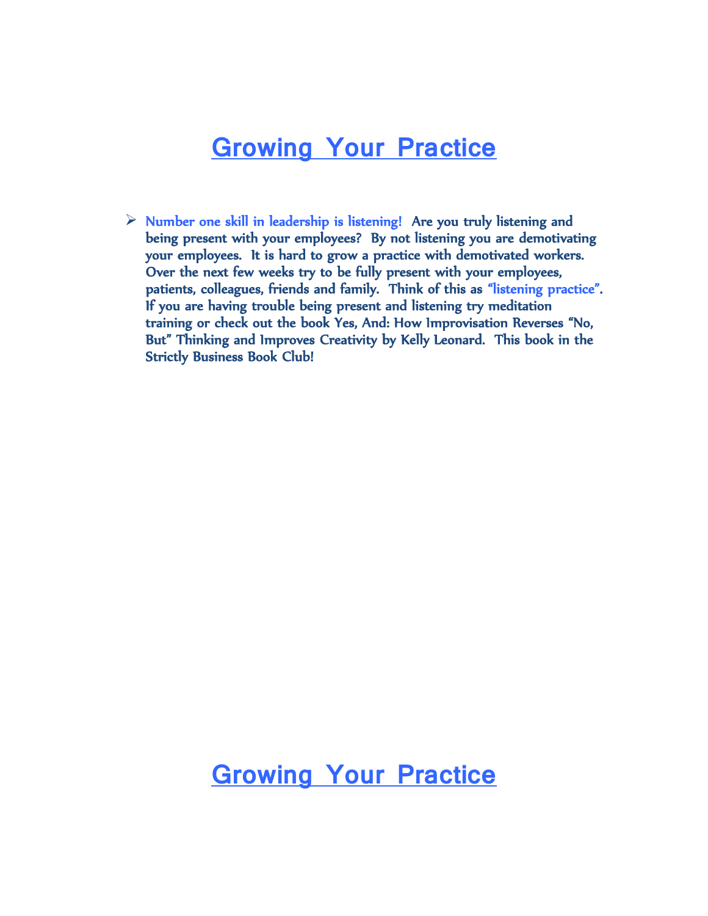# Growing Your Practice

- **Number one skill in leadership is listening!** Are you truly listening and being present with your employees? By not listening you are demotivating your employees. It is hard to grow a practice with demotivated workers. Over the next few weeks try to be fully present with your employees, patients, colleagues, friends and family. Think of this as "listening practice". If you are having trouble being present and listening try meditation training or check out the book Yes, And: How Improvisation Reverses "No, But" Thinking and Improves Creativity by Kelly Leonard. This book in the Strictly Business Book Club!

# Growing Your Practice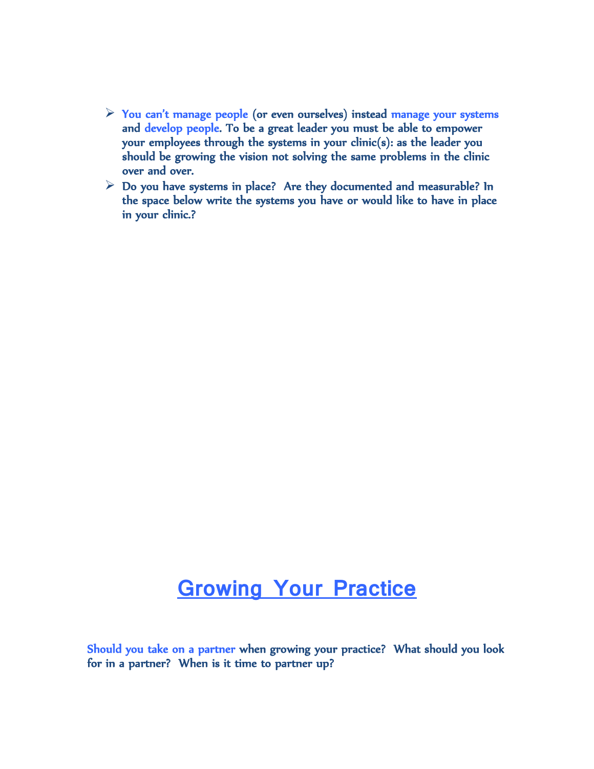- You can't manage people (or even ourselves) instead manage your systems and develop people. To be a great leader you must be able to empower your employees through the systems in your clinic(s): as the leader you should be growing the vision not solving the same problems in the clinic over and over.
- Do you have systems in place? Are they documented and measurable? In the space below write the systems you have or would like to have in place in your clinic.?

# Growing Your Practice

Should you take on a partner when growing your practice? What should you look for in a partner? When is it time to partner up?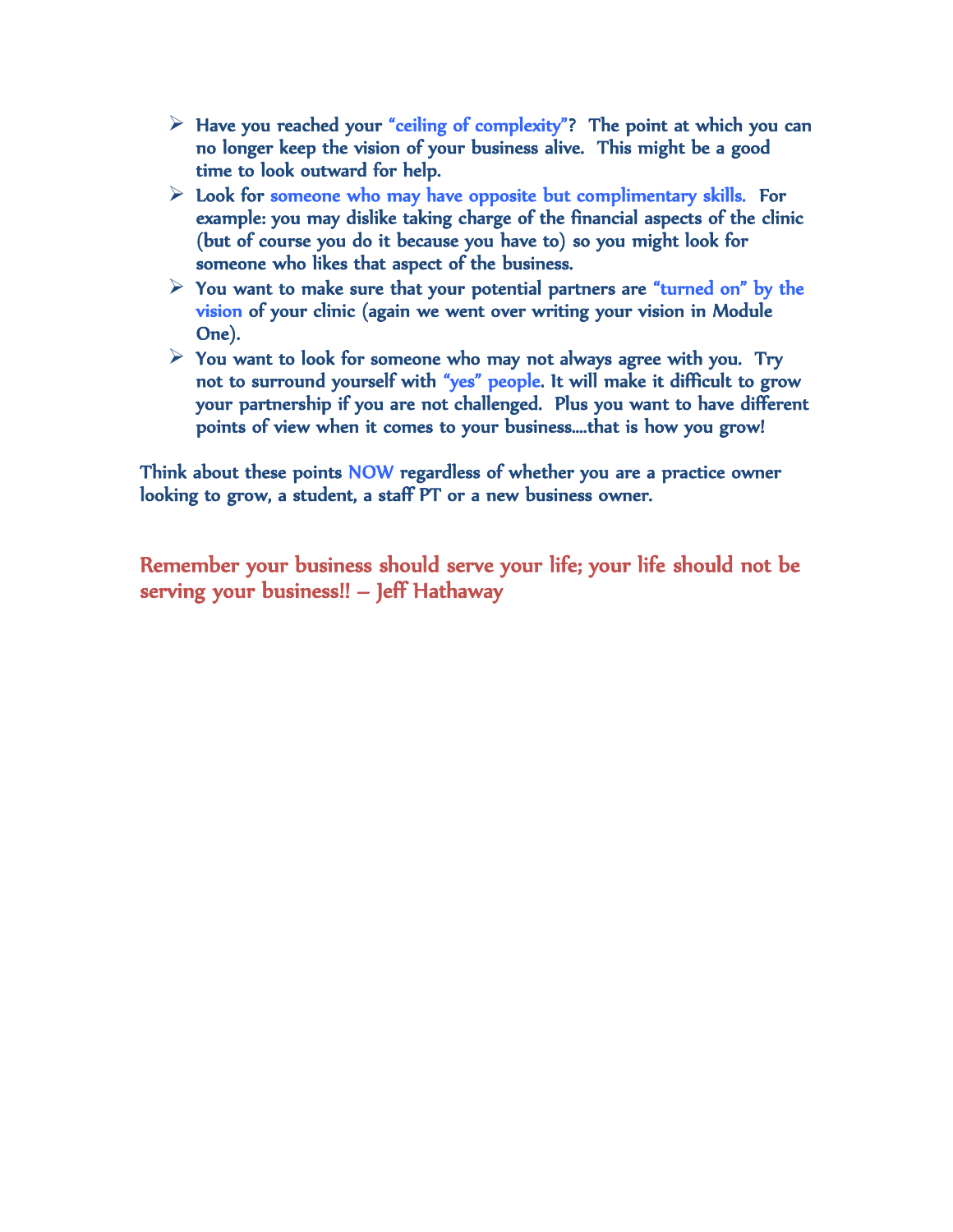- Have you reached your "ceiling of complexity"? The point at which you can no longer keep the vision of your business alive. This might be a good time to look outward for help.
- Look for someone who may have opposite but complimentary skills. For example: you may dislike taking charge of the financial aspects of the clinic (but of course you do it because you have to) so you might look for someone who likes that aspect of the business.
- You want to make sure that your potential partners are "turned on" by the vision of your clinic (again we went over writing your vision in Module One).
- You want to look for someone who may not always agree with you. Try not to surround yourself with "yes" people. It will make it difficult to grow your partnership if you are not challenged. Plus you want to have different points of view when it comes to your business....that is how you grow!

Think about these points NOW regardless of whether you are a practice owner looking to grow, a student, a staff PT or a new business owner.

Remember your business should serve your life; your life should not be serving your business!! – Jeff Hathaway